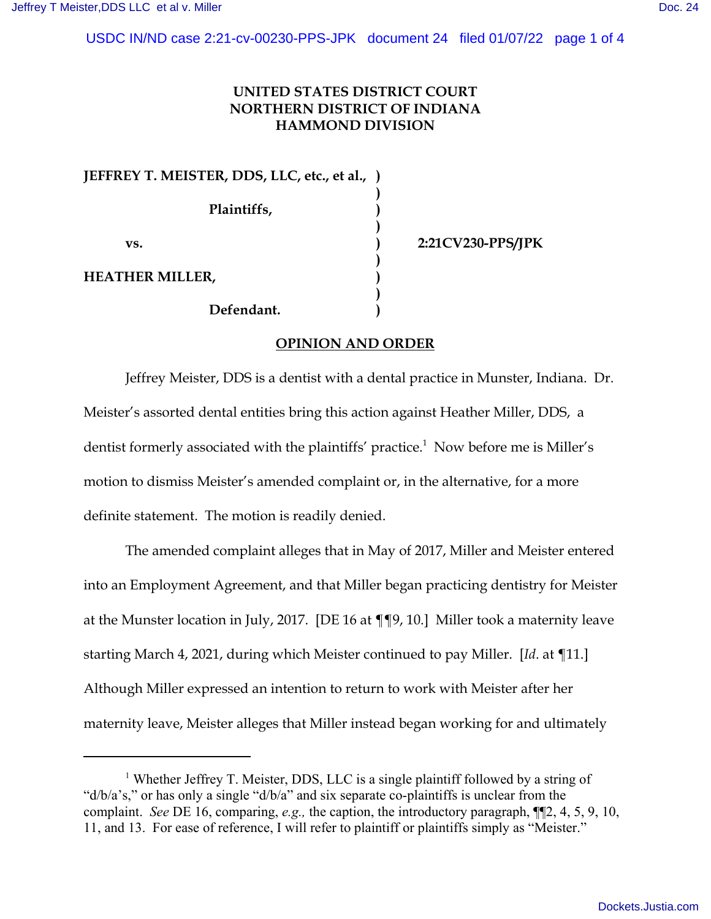**UNITED STATES DISTRICT COURT**
**NORTHERN DISTRICT OF INDIANA**
**HAMMOND DIVISION**

| | | |
|---|---|---|
| **JEFFREY T. MEISTER, DDS, LLC, etc., et al.,** | ) | |
| | ) | |
| **Plaintiffs,** | ) | |
| | ) | |
| **vs.** | ) | **2:21CV230-PPS/JPK** |
| | ) | |
| **HEATHER MILLER,** | ) | |
| | ) | |
| **Defendant.** | ) | |

**OPINION AND ORDER**

Jeffrey Meister, DDS is a dentist with a dental practice in Munster, Indiana. Dr. Meister's assorted dental entities bring this action against Heather Miller, DDS, a dentist formerly associated with the plaintiffs' practice.[1] Now before me is Miller's motion to dismiss Meister's amended complaint or, in the alternative, for a more definite statement. The motion is readily denied.

The amended complaint alleges that in May of 2017, Miller and Meister entered into an Employment Agreement, and that Miller began practicing dentistry for Meister at the Munster location in July, 2017. [DE 16 at ¶¶9, 10.] Miller took a maternity leave starting March 4, 2021, during which Meister continued to pay Miller. [*Id*. at ¶11.] Although Miller expressed an intention to return to work with Meister after her maternity leave, Meister alleges that Miller instead began working for and ultimately

---

[1] Whether Jeffrey T. Meister, DDS, LLC is a single plaintiff followed by a string of "d/b/a's," or has only a single "d/b/a" and six separate co-plaintiffs is unclear from the complaint. *See* DE 16, comparing, *e.g.,* the caption, the introductory paragraph, ¶¶2, 4, 5, 9, 10, 11, and 13. For ease of reference, I will refer to plaintiff or plaintiffs simply as "Meister."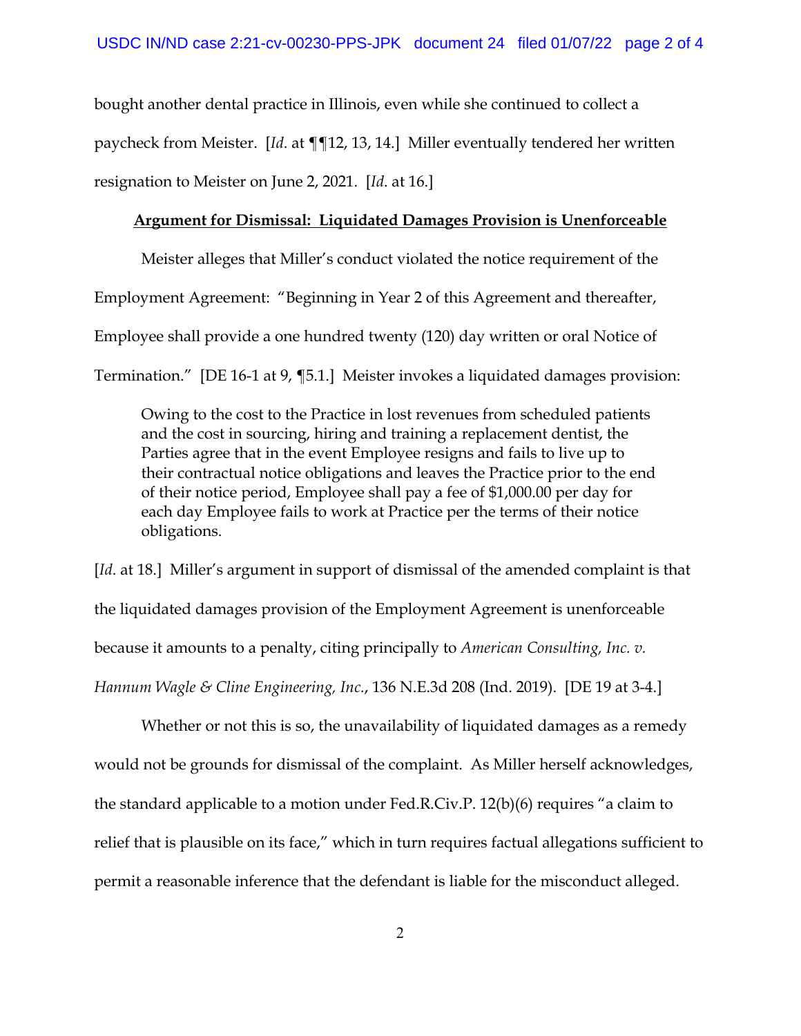bought another dental practice in Illinois, even while she continued to collect a paycheck from Meister. [*Id*. at ¶¶12, 13, 14.] Miller eventually tendered her written resignation to Meister on June 2, 2021. [*Id*. at 16.]

**Argument for Dismissal: Liquidated Damages Provision is Unenforceable**

Meister alleges that Miller's conduct violated the notice requirement of the Employment Agreement: "Beginning in Year 2 of this Agreement and thereafter, Employee shall provide a one hundred twenty (120) day written or oral Notice of Termination." [DE 16-1 at 9, ¶5.1.] Meister invokes a liquidated damages provision:

> Owing to the cost to the Practice in lost revenues from scheduled patients and the cost in sourcing, hiring and training a replacement dentist, the Parties agree that in the event Employee resigns and fails to live up to their contractual notice obligations and leaves the Practice prior to the end of their notice period, Employee shall pay a fee of $1,000.00 per day for each day Employee fails to work at Practice per the terms of their notice obligations.

[*Id*. at 18.] Miller's argument in support of dismissal of the amended complaint is that the liquidated damages provision of the Employment Agreement is unenforceable because it amounts to a penalty, citing principally to *American Consulting, Inc. v. Hannum Wagle & Cline Engineering, Inc.*, 136 N.E.3d 208 (Ind. 2019). [DE 19 at 3-4.]

Whether or not this is so, the unavailability of liquidated damages as a remedy would not be grounds for dismissal of the complaint. As Miller herself acknowledges, the standard applicable to a motion under Fed.R.Civ.P. 12(b)(6) requires "a claim to relief that is plausible on its face," which in turn requires factual allegations sufficient to permit a reasonable inference that the defendant is liable for the misconduct alleged.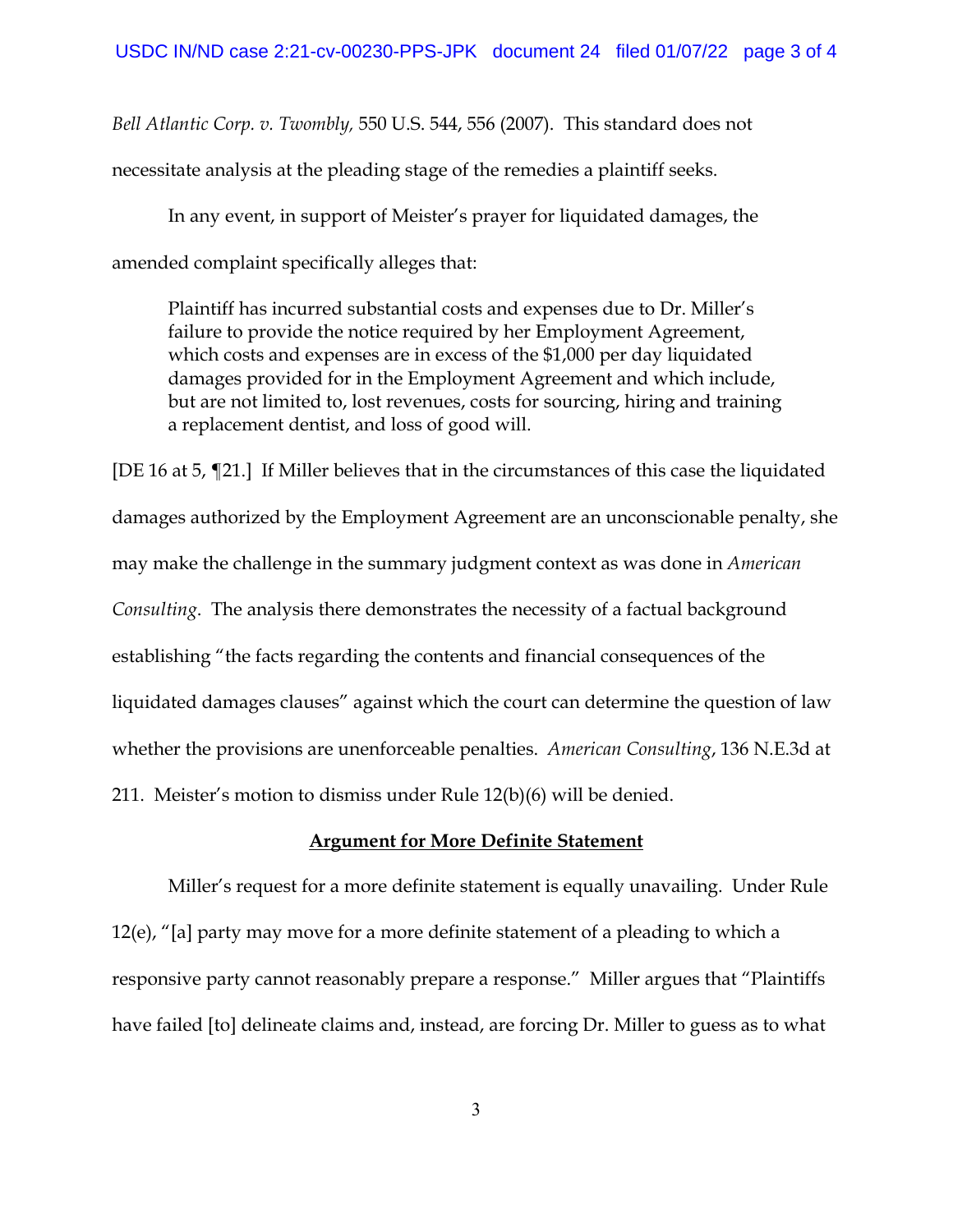*Bell Atlantic Corp. v. Twombly*, 550 U.S. 544, 556 (2007). This standard does not necessitate analysis at the pleading stage of the remedies a plaintiff seeks.

In any event, in support of Meister's prayer for liquidated damages, the amended complaint specifically alleges that:

> Plaintiff has incurred substantial costs and expenses due to Dr. Miller's failure to provide the notice required by her Employment Agreement, which costs and expenses are in excess of the $1,000 per day liquidated damages provided for in the Employment Agreement and which include, but are not limited to, lost revenues, costs for sourcing, hiring and training a replacement dentist, and loss of good will.

[DE 16 at 5, ¶21.] If Miller believes that in the circumstances of this case the liquidated damages authorized by the Employment Agreement are an unconscionable penalty, she may make the challenge in the summary judgment context as was done in *American Consulting*. The analysis there demonstrates the necessity of a factual background establishing "the facts regarding the contents and financial consequences of the liquidated damages clauses" against which the court can determine the question of law whether the provisions are unenforceable penalties. *American Consulting*, 136 N.E.3d at 211. Meister's motion to dismiss under Rule 12(b)(6) will be denied.

**Argument for More Definite Statement**

Miller's request for a more definite statement is equally unavailing. Under Rule 12(e), "[a] party may move for a more definite statement of a pleading to which a responsive party cannot reasonably prepare a response." Miller argues that "Plaintiffs have failed [to] delineate claims and, instead, are forcing Dr. Miller to guess as to what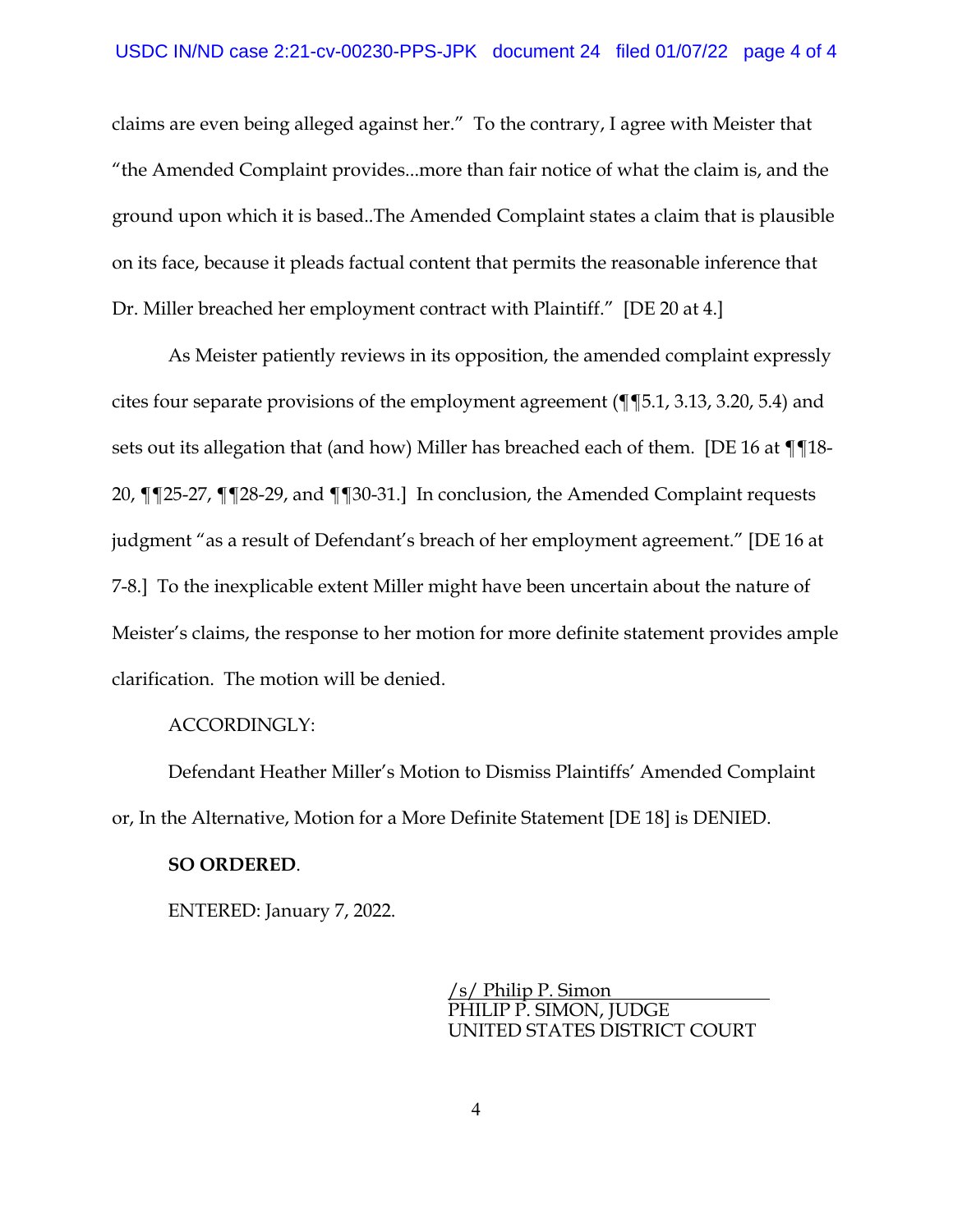claims are even being alleged against her." To the contrary, I agree with Meister that "the Amended Complaint provides...more than fair notice of what the claim is, and the ground upon which it is based..The Amended Complaint states a claim that is plausible on its face, because it pleads factual content that permits the reasonable inference that Dr. Miller breached her employment contract with Plaintiff." [DE 20 at 4.]

As Meister patiently reviews in its opposition, the amended complaint expressly cites four separate provisions of the employment agreement (¶¶5.1, 3.13, 3.20, 5.4) and sets out its allegation that (and how) Miller has breached each of them. [DE 16 at ¶¶18-20, ¶¶25-27, ¶¶28-29, and ¶¶30-31.] In conclusion, the Amended Complaint requests judgment "as a result of Defendant's breach of her employment agreement." [DE 16 at 7-8.] To the inexplicable extent Miller might have been uncertain about the nature of Meister's claims, the response to her motion for more definite statement provides ample clarification. The motion will be denied.

ACCORDINGLY:

Defendant Heather Miller's Motion to Dismiss Plaintiffs' Amended Complaint or, In the Alternative, Motion for a More Definite Statement [DE 18] is DENIED.

**SO ORDERED**.

ENTERED: January 7, 2022.

/s/ Philip P. Simon
PHILIP P. SIMON, JUDGE
UNITED STATES DISTRICT COURT